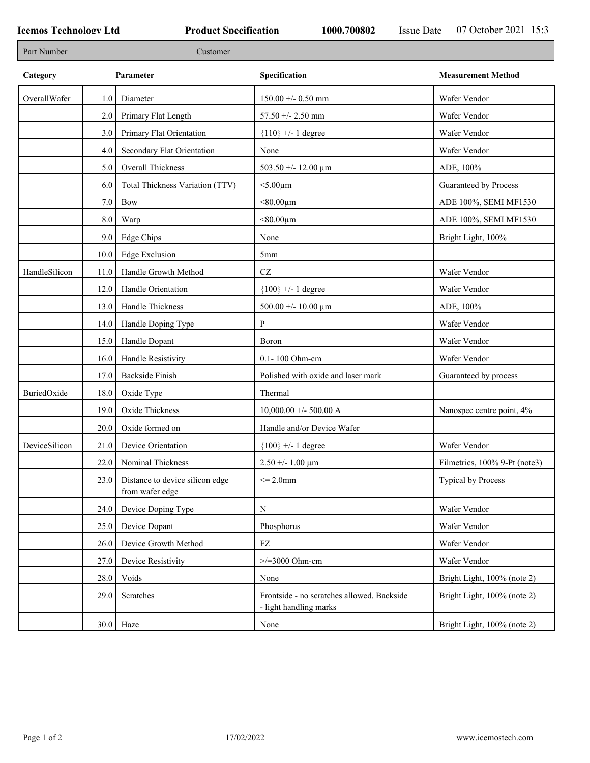Icemos Technology Ltd | Product Specification | 1000.700802 | Issue Date 07 October 2021 15:3

Part Number | Customer

| Category | | Parameter | Specification | Measurement Method |
|---|---|---|---|---|
| OverallWafer | 1.0 | Diameter | 150.00 +/- 0.50 mm | Wafer Vendor |
| | 2.0 | Primary Flat Length | 57.50 +/- 2.50 mm | Wafer Vendor |
| | 3.0 | Primary Flat Orientation | {110} +/- 1 degree | Wafer Vendor |
| | 4.0 | Secondary Flat Orientation | None | Wafer Vendor |
| | 5.0 | Overall Thickness | 503.50 +/- 12.00 µm | ADE, 100% |
| | 6.0 | Total Thickness Variation (TTV) | <5.00µm | Guaranteed by Process |
| | 7.0 | Bow | <80.00µm | ADE 100%, SEMI MF1530 |
| | 8.0 | Warp | <80.00µm | ADE 100%, SEMI MF1530 |
| | 9.0 | Edge Chips | None | Bright Light, 100% |
| | 10.0 | Edge Exclusion | 5mm | |
| HandleSilicon | 11.0 | Handle Growth Method | CZ | Wafer Vendor |
| | 12.0 | Handle Orientation | {100} +/- 1 degree | Wafer Vendor |
| | 13.0 | Handle Thickness | 500.00 +/- 10.00 µm | ADE, 100% |
| | 14.0 | Handle Doping Type | P | Wafer Vendor |
| | 15.0 | Handle Dopant | Boron | Wafer Vendor |
| | 16.0 | Handle Resistivity | 0.1- 100 Ohm-cm | Wafer Vendor |
| | 17.0 | Backside Finish | Polished with oxide and laser mark | Guaranteed by process |
| BuriedOxide | 18.0 | Oxide Type | Thermal | |
| | 19.0 | Oxide Thickness | 10,000.00 +/- 500.00 A | Nanospec centre point, 4% |
| | 20.0 | Oxide formed on | Handle and/or Device Wafer | |
| DeviceSilicon | 21.0 | Device Orientation | {100} +/- 1 degree | Wafer Vendor |
| | 22.0 | Nominal Thickness | 2.50 +/- 1.00 µm | Filmetrics, 100% 9-Pt (note3) |
| | 23.0 | Distance to device silicon edge from wafer edge | <= 2.0mm | Typical by Process |
| | 24.0 | Device Doping Type | N | Wafer Vendor |
| | 25.0 | Device Dopant | Phosphorus | Wafer Vendor |
| | 26.0 | Device Growth Method | FZ | Wafer Vendor |
| | 27.0 | Device Resistivity | >/=3000 Ohm-cm | Wafer Vendor |
| | 28.0 | Voids | None | Bright Light, 100% (note 2) |
| | 29.0 | Scratches | Frontside - no scratches allowed. Backside - light handling marks | Bright Light, 100% (note 2) |
| | 30.0 | Haze | None | Bright Light, 100% (note 2) |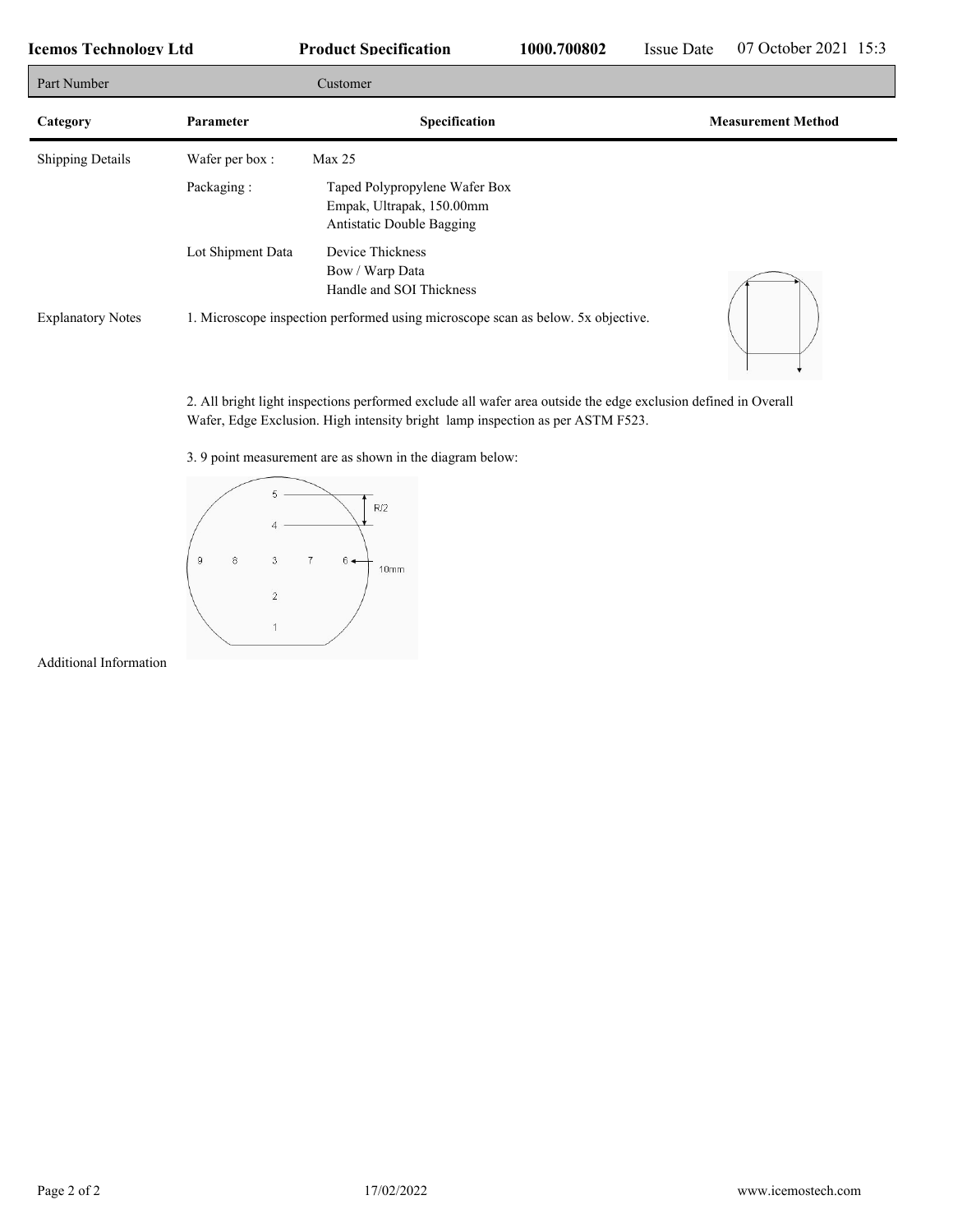| Part Number | Customer | | |
|---|---|---|---|
| **Category** | **Parameter** | **Specification** | **Measurement Method** |
| Shipping Details | Wafer per box : | Max 25 | |
| | Packaging : | Taped Polypropylene Wafer Box<br>Empak, Ultrapak, 150.00mm<br>Antistatic Double Bagging | |
| | Lot Shipment Data | Device Thickness<br>Bow / Warp Data<br>Handle and SOI Thickness | |
| Explanatory Notes | 1. Microscope inspection performed using microscope scan as below. 5x objective. | | |

2. All bright light inspections performed exclude all wafer area outside the edge exclusion defined in Overall Wafer, Edge Exclusion. High intensity bright lamp inspection as per ASTM F523.

3. 9 point measurement are as shown in the diagram below:

5
4
9 8 3 7 6
2
1
R/2
10mm

Additional Information